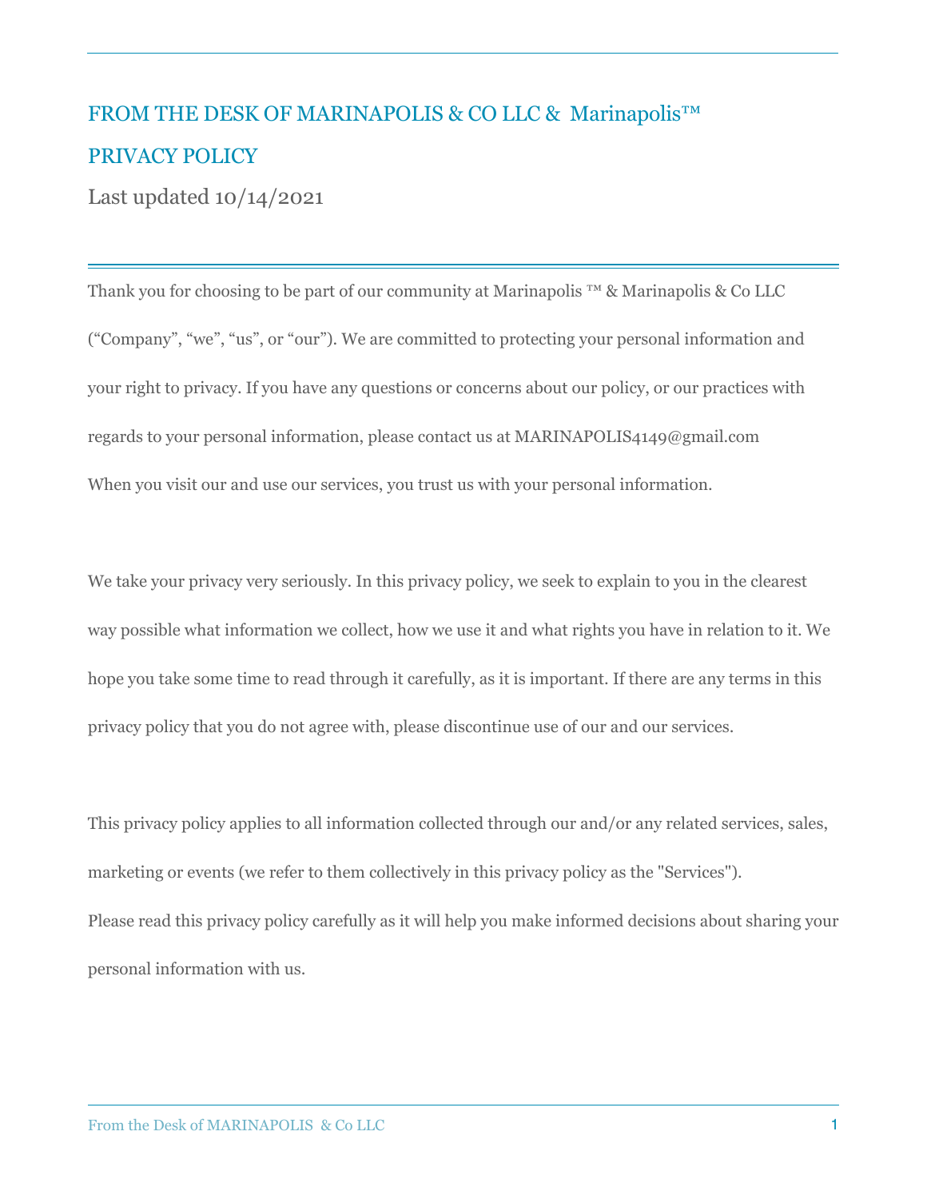# FROM THE DESK OF MARINAPOLIS & CO LLC & Marinapolis™

## PRIVACY POLICY

Last updated 10/14/2021

Thank you for choosing to be part of our community at Marinapolis ™ & Marinapolis & Co LLC ("Company", "we", "us", or "our"). We are committed to protecting your personal information and your right to privacy. If you have any questions or concerns about our policy, or our practices with regards to your personal information, please contact us at MARINAPOLIS4149@gmail.com

When you visit our and use our services, you trust us with your personal information.

We take your privacy very seriously. In this privacy policy, we seek to explain to you in the clearest way possible what information we collect, how we use it and what rights you have in relation to it. We hope you take some time to read through it carefully, as it is important. If there are any terms in this privacy policy that you do not agree with, please discontinue use of our and our services.

This privacy policy applies to all information collected through our and/or any related services, sales, marketing or events (we refer to them collectively in this privacy policy as the "Services").

Please read this privacy policy carefully as it will help you make informed decisions about sharing your personal information with us.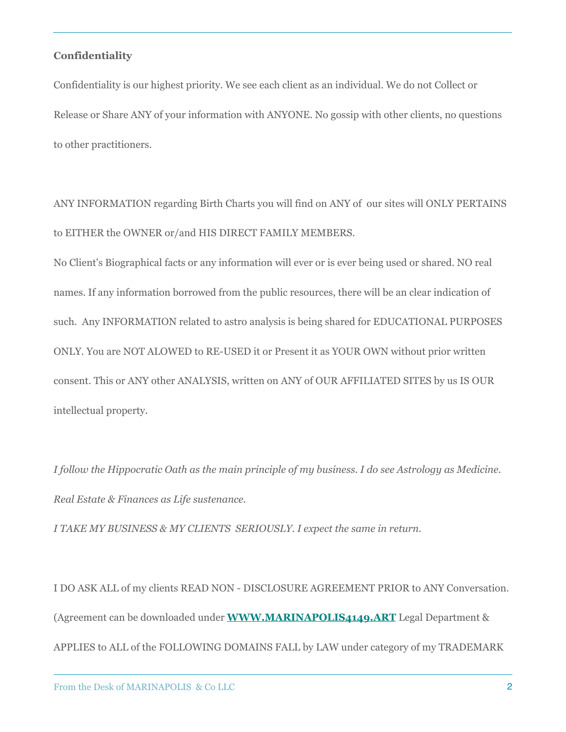**Confidentiality**

Confidentiality is our highest priority. We see each client as an individual. We do not Collect or Release or Share ANY of your information with ANYONE. No gossip with other clients, no questions to other practitioners.

ANY INFORMATION regarding Birth Charts you will find on ANY of our sites will ONLY PERTAINS to EITHER the OWNER or/and HIS DIRECT FAMILY MEMBERS.

No Client's Biographical facts or any information will ever or is ever being used or shared. NO real names. If any information borrowed from the public resources, there will be an clear indication of such. Any INFORMATION related to astro analysis is being shared for EDUCATIONAL PURPOSES ONLY. You are NOT ALOWED to RE-USED it or Present it as YOUR OWN without prior written consent. This or ANY other ANALYSIS, written on ANY of OUR AFFILIATED SITES by us IS OUR intellectual property.

*I follow the Hippocratic Oath as the main principle of my business. I do see Astrology as Medicine. Real Estate & Finances as Life sustenance.*

*I TAKE MY BUSINESS & MY CLIENTS SERIOUSLY. I expect the same in return.*

I DO ASK ALL of my clients READ NON - DISCLOSURE AGREEMENT PRIOR to ANY Conversation. (Agreement can be downloaded under **WWW.MARINAPOLIS4149.ART** Legal Department & APPLIES to ALL of the FOLLOWING DOMAINS FALL by LAW under category of my TRADEMARK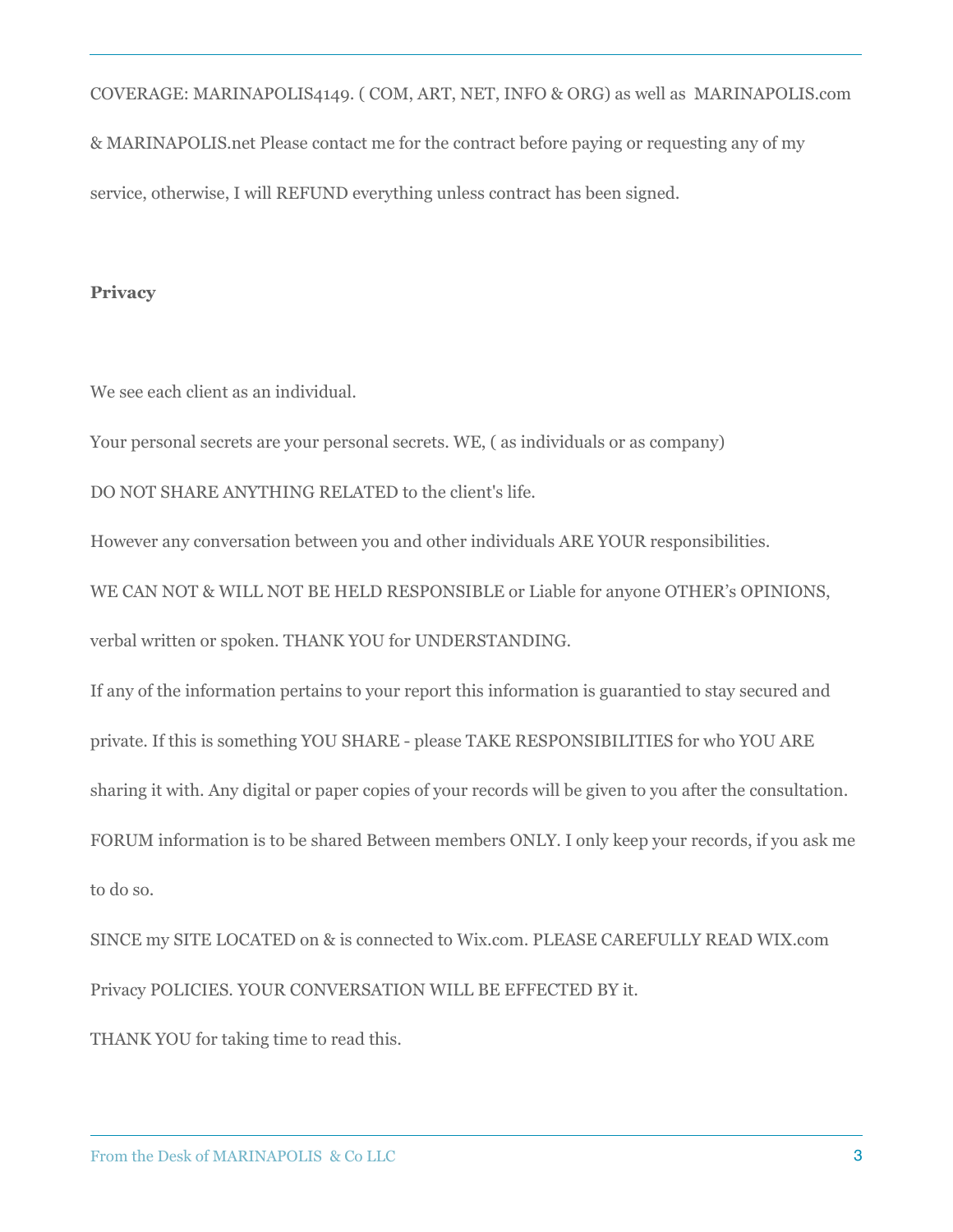COVERAGE: MARINAPOLIS4149. ( COM, ART, NET, INFO & ORG) as well as MARINAPOLIS.com & MARINAPOLIS.net Please contact me for the contract before paying or requesting any of my service, otherwise, I will REFUND everything unless contract has been signed.

**Privacy**

We see each client as an individual.

Your personal secrets are your personal secrets. WE, ( as individuals or as company) DO NOT SHARE ANYTHING RELATED to the client's life.

However any conversation between you and other individuals ARE YOUR responsibilities.

WE CAN NOT & WILL NOT BE HELD RESPONSIBLE or Liable for anyone OTHER's OPINIONS, verbal written or spoken. THANK YOU for UNDERSTANDING.

If any of the information pertains to your report this information is guarantied to stay secured and private. If this is something YOU SHARE - please TAKE RESPONSIBILITIES for who YOU ARE sharing it with. Any digital or paper copies of your records will be given to you after the consultation. FORUM information is to be shared Between members ONLY. I only keep your records, if you ask me to do so.

SINCE my SITE LOCATED on & is connected to Wix.com. PLEASE CAREFULLY READ WIX.com Privacy POLICIES. YOUR CONVERSATION WILL BE EFFECTED BY it.

THANK YOU for taking time to read this.